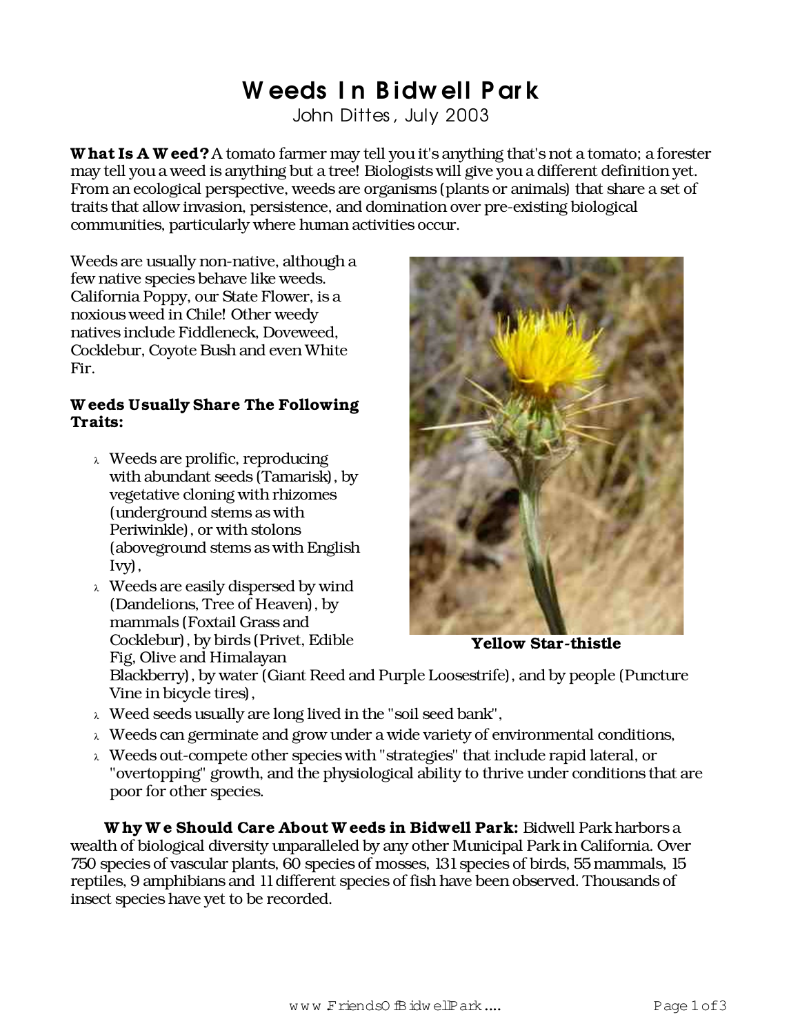# Weeds In Bidwell Park

John Dittes, July 2003

**What Is A Weed?** A tomato farmer may tell you it's anything that's not a tomato; a forester may tell you a weed is anything but a tree! Biologists will give you a different definition yet. From an ecological perspective, weeds are organisms (plants or animals) that share a set of traits that allow invasion, persistence, and domination over pre-existing biological communities, particularly where human activities occur.

Weeds are usually non-native, although a few native species behave like weeds. California Poppy, our State Flower, is a noxious weed in Chile! Other weedy natives include Fiddleneck, Doveweed, Cocklebur, Coyote Bush and even White Fir.

Yellow Star-thistle

**Weeds Usually Share The Following Traits:**

- Weeds are prolific, reproducing with abundant seeds (Tamarisk), by vegetative cloning with rhizomes (underground stems as with Periwinkle), or with stolons (aboveground stems as with English Ivy),
- Weeds are easily dispersed by wind (Dandelions, Tree of Heaven), by mammals (Foxtail Grass and Cocklebur), by birds (Privet, Edible Fig, Olive and Himalayan Blackberry), by water (Giant Reed and Purple Loosestrife), and by people (Puncture Vine in bicycle tires),
- Weed seeds usually are long lived in the "soil seed bank",
- Weeds can germinate and grow under a wide variety of environmental conditions,
- Weeds out-compete other species with "strategies" that include rapid lateral, or "overtopping" growth, and the physiological ability to thrive under conditions that are poor for other species.

**Why We Should Care About Weeds in Bidwell Park:** Bidwell Park harbors a wealth of biological diversity unparalleled by any other Municipal Park in California. Over 750 species of vascular plants, 60 species of mosses, 131 species of birds, 55 mammals, 15 reptiles, 9 amphibians and 11 different species of fish have been observed. Thousands of insect species have yet to be recorded.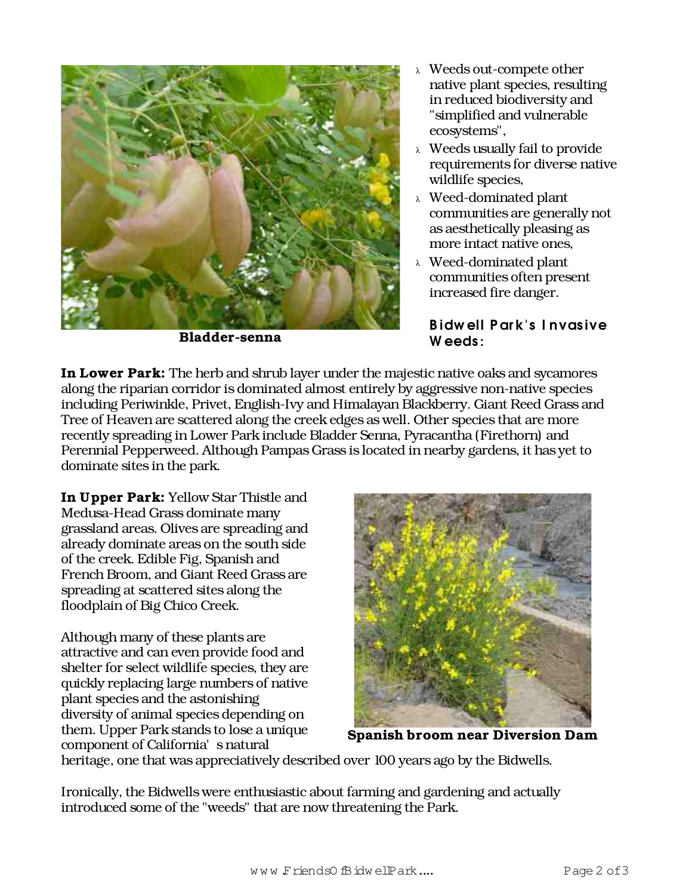Bladder-senna

- Weeds out-compete other native plant species, resulting in reduced biodiversity and "simplified and vulnerable ecosystems",
- Weeds usually fail to provide requirements for diverse native wildlife species,
- Weed-dominated plant communities are generally not as aesthetically pleasing as more intact native ones,
- Weed-dominated plant communities often present increased fire danger.

## Bidwell Park's Invasive Weeds:

**In Lower Park:** The herb and shrub layer under the majestic native oaks and sycamores along the riparian corridor is dominated almost entirely by aggressive non-native species including Periwinkle, Privet, English-Ivy and Himalayan Blackberry. Giant Reed Grass and Tree of Heaven are scattered along the creek edges as well. Other species that are more recently spreading in Lower Park include Bladder Senna, Pyracantha (Firethorn) and Perennial Pepperweed. Although Pampas Grass is located in nearby gardens, it has yet to dominate sites in the park.

**In Upper Park:** Yellow Star Thistle and Medusa-Head Grass dominate many grassland areas. Olives are spreading and already dominate areas on the south side of the creek. Edible Fig, Spanish and French Broom, and Giant Reed Grass are spreading at scattered sites along the floodplain of Big Chico Creek.

Although many of these plants are attractive and can even provide food and shelter for select wildlife species, they are quickly replacing large numbers of native plant species and the astonishing diversity of animal species depending on them. Upper Park stands to lose a unique component of California's natural heritage, one that was appreciatively described over 100 years ago by the Bidwells.

Spanish broom near Diversion Dam

Ironically, the Bidwells were enthusiastic about farming and gardening and actually introduced some of the "weeds" that are now threatening the Park.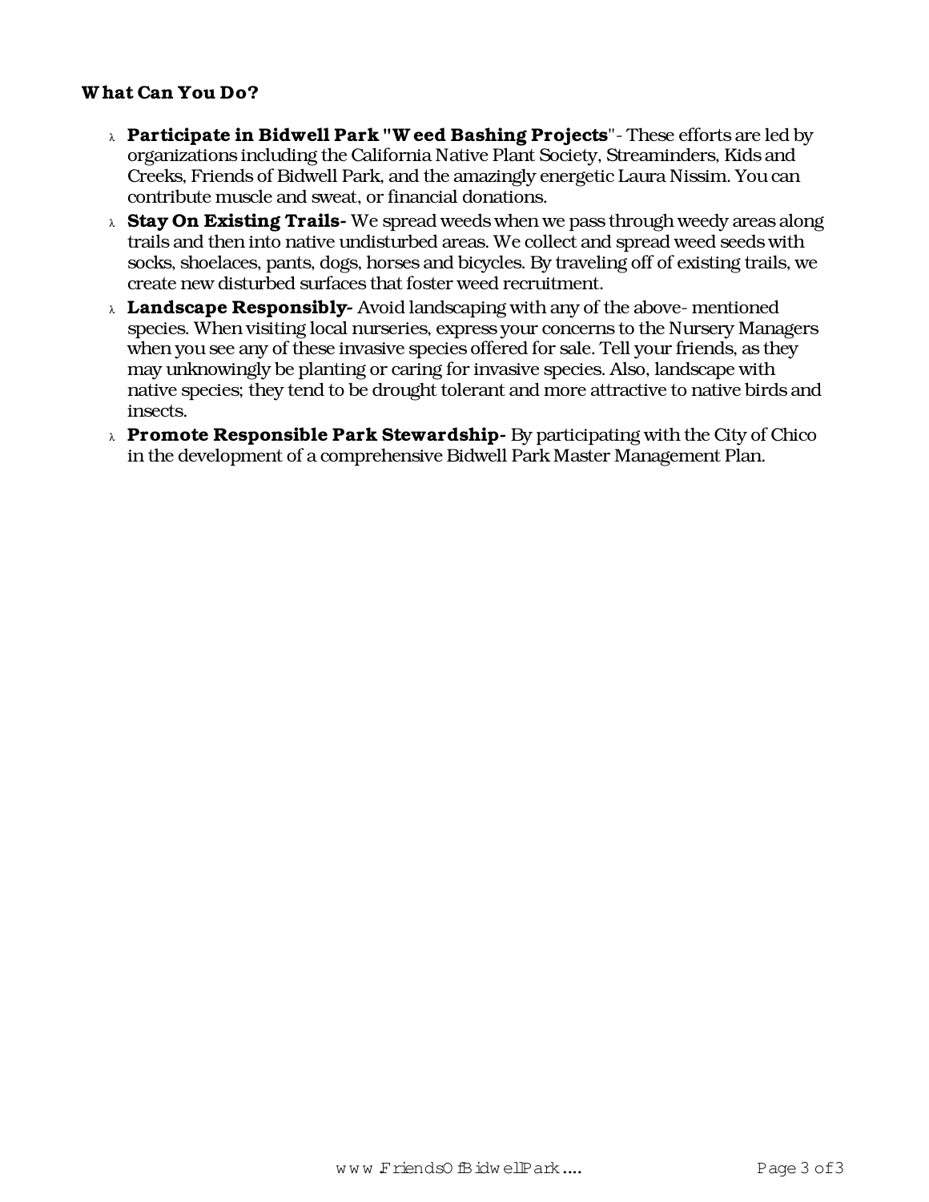### What Can You Do?

- **Participate in Bidwell Park "Weed Bashing Projects**"- These efforts are led by organizations including the California Native Plant Society, Streaminders, Kids and Creeks, Friends of Bidwell Park, and the amazingly energetic Laura Nissim. You can contribute muscle and sweat, or financial donations.
- **Stay On Existing Trails-** We spread weeds when we pass through weedy areas along trails and then into native undisturbed areas. We collect and spread weed seeds with socks, shoelaces, pants, dogs, horses and bicycles. By traveling off of existing trails, we create new disturbed surfaces that foster weed recruitment.
- **Landscape Responsibly-** Avoid landscaping with any of the above- mentioned species. When visiting local nurseries, express your concerns to the Nursery Managers when you see any of these invasive species offered for sale. Tell your friends, as they may unknowingly be planting or caring for invasive species. Also, landscape with native species; they tend to be drought tolerant and more attractive to native birds and insects.
- **Promote Responsible Park Stewardship-** By participating with the City of Chico in the development of a comprehensive Bidwell Park Master Management Plan.